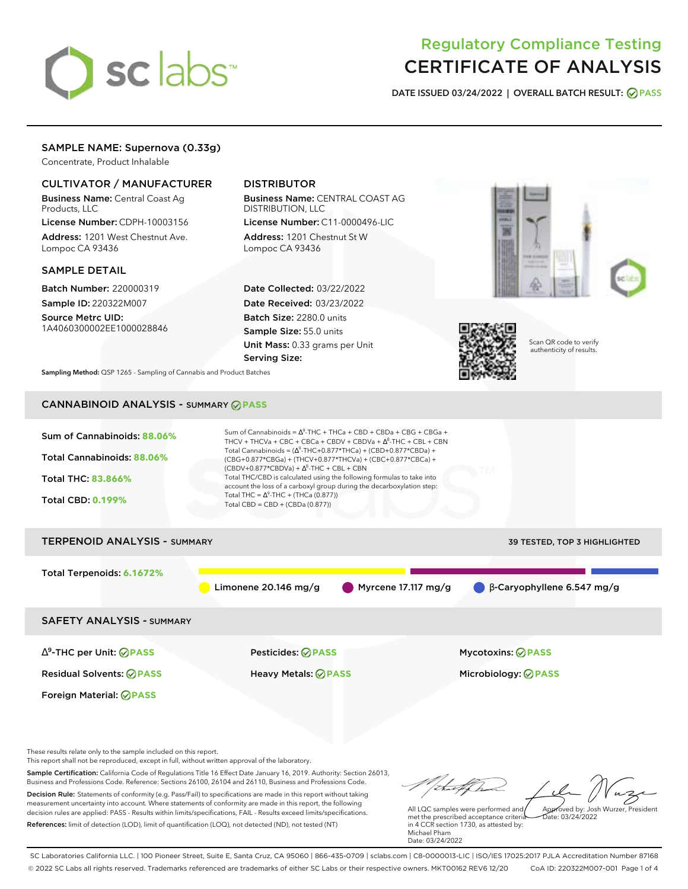# Regulatory Compliance Testing
# CERTIFICATE OF ANALYSIS

**DATE ISSUED 03/24/2022 | OVERALL BATCH RESULT: PASS**

## SAMPLE NAME: Supernova (0.33g)

Concentrate, Product Inhalable

### CULTIVATOR / MANUFACTURER

**Business Name:** Central Coast Ag Products, LLC
**License Number:** CDPH-10003156
**Address:** 1201 West Chestnut Ave. Lompoc CA 93436

### DISTRIBUTOR

**Business Name:** CENTRAL COAST AG DISTRIBUTION, LLC
**License Number:** C11-0000496-LIC
**Address:** 1201 Chestnut St W Lompoc CA 93436

### SAMPLE DETAIL

**Batch Number:** 220000319
**Sample ID:** 220322M007
**Source Metrc UID:** 1A4060300002EE1000028846

**Date Collected:** 03/22/2022
**Date Received:** 03/23/2022
**Batch Size:** 2280.0 units
**Sample Size:** 55.0 units
**Unit Mass:** 0.33 grams per Unit
**Serving Size:**

Scan QR code to verify authenticity of results.

**Sampling Method:** QSP 1265 - Sampling of Cannabis and Product Batches

## CANNABINOID ANALYSIS - SUMMARY PASS

**Sum of Cannabinoids:** 88.06%
**Total Cannabinoids:** 88.06%
**Total THC:** 83.866%
**Total CBD:** 0.199%

Sum of Cannabinoids = $\Delta^9$-THC + THCa + CBD + CBDa + CBG + CBGa + THCV + THCVa + CBC + CBCa + CBDV + CBDVa + $\Delta^8$-THC + CBL + CBN
Total Cannabinoids = ($\Delta^9$-THC+0.877*THCa) + (CBD+0.877*CBDa) + (CBG+0.877*CBGa) + (THCV+0.877*THCVa) + (CBC+0.877*CBCa) + (CBDV+0.877*CBDVa) + $\Delta^8$-THC + CBL + CBN
Total THC/CBD is calculated using the following formulas to take into account the loss of a carboxyl group during the decarboxylation step:
Total THC = $\Delta^9$-THC + (THCa (0.877))
Total CBD = CBD + (CBDa (0.877))

## TERPENOID ANALYSIS - SUMMARY

39 TESTED, TOP 3 HIGHLIGHTED

**Total Terpenoids:** 6.1672%

Limonene 20.146 mg/g | Myrcene 17.117 mg/g | β-Caryophyllene 6.547 mg/g

## SAFETY ANALYSIS - SUMMARY

| | | |
|---|---|---|
| $\Delta^9$-THC per Unit: PASS | Pesticides: PASS | Mycotoxins: PASS |
| Residual Solvents: PASS | Heavy Metals: PASS | Microbiology: PASS |
| Foreign Material: PASS | | |

These results relate only to the sample included on this report.
This report shall not be reproduced, except in full, without written approval of the laboratory.

**Sample Certification:** California Code of Regulations Title 16 Effect Date January 16, 2019. Authority: Section 26013, Business and Professions Code. Reference: Sections 26100, 26104 and 26110, Business and Professions Code.

**Decision Rule:** Statements of conformity (e.g. Pass/Fail) to specifications are made in this report without taking measurement uncertainty into account. Where statements of conformity are made in this report, the following decision rules are applied: PASS - Results within limits/specifications, FAIL - Results exceed limits/specifications.

**References:** limit of detection (LOD), limit of quantification (LOQ), not detected (ND), not tested (NT)

All LQC samples were performed and met the prescribed acceptance criteria in 4 CCR section 1730, as attested by: Michael Pham
Date: 03/24/2022

Approved by: Josh Wurzer, President
Date: 03/24/2022

SC Laboratories California LLC. | 100 Pioneer Street, Suite E, Santa Cruz, CA 95060 | 866-435-0709 | sclabs.com | C8-0000013-LIC | ISO/IES 17025:2017 PJLA Accreditation Number 87168
© 2022 SC Labs all rights reserved. Trademarks referenced are trademarks of either SC Labs or their respective owners. MKT00162 REV6 12/20 CoA ID: 220322M007-001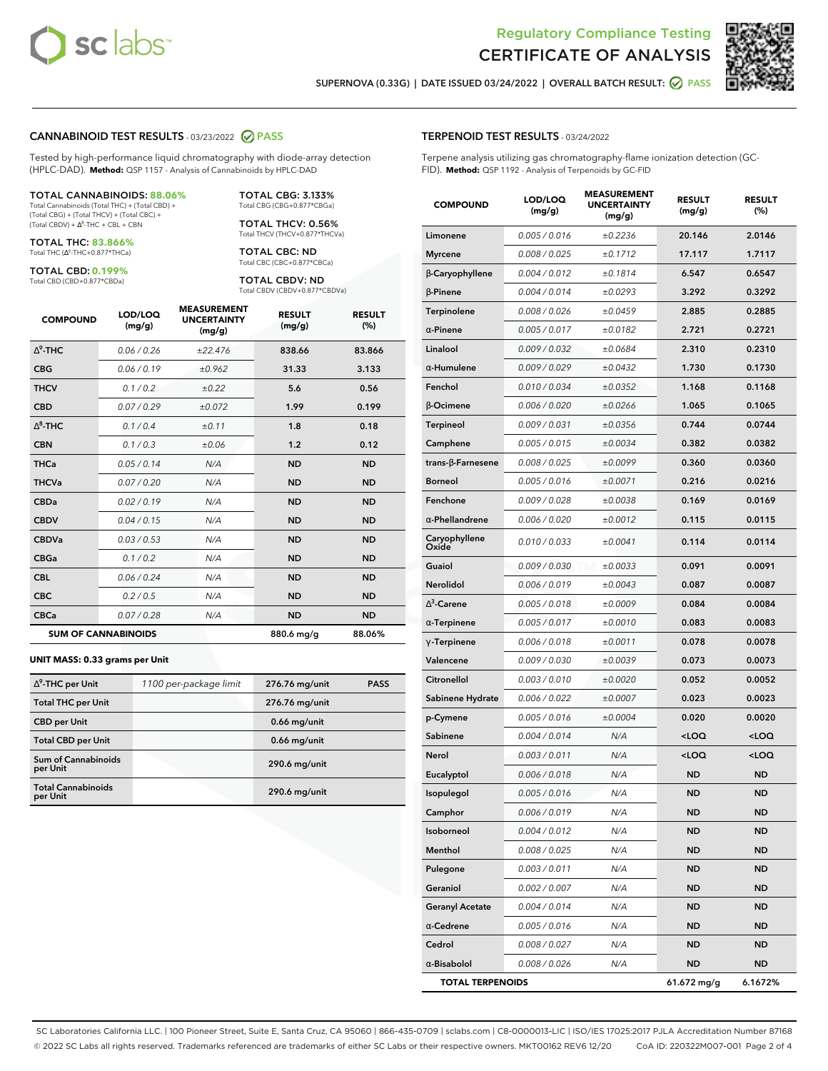Regulatory Compliance Testing

# CERTIFICATE OF ANALYSIS

SUPERNOVA (0.33G) | DATE ISSUED 03/24/2022 | OVERALL BATCH RESULT: PASS

## CANNABINOID TEST RESULTS - 03/23/2022 PASS

Tested by high-performance liquid chromatography with diode-array detection (HPLC-DAD). **Method:** QSP 1157 - Analysis of Cannabinoids by HPLC-DAD

**TOTAL CANNABINOIDS: 88.06%**
Total Cannabinoids (Total THC) + (Total CBD) + (Total CBG) + (Total THCV) + (Total CBC) + (Total CBDV) + $\Delta^8$-THC + CBL + CBN

**TOTAL THC: 83.866%**
Total THC ($\Delta^9$-THC+0.877*THCa)

**TOTAL CBD: 0.199%**
Total CBD (CBD+0.877*CBDa)

**TOTAL CBG: 3.133%**
Total CBG (CBG+0.877*CBGa)

**TOTAL THCV: 0.56%**
Total THCV (THCV+0.877*THCVa)

**TOTAL CBC: ND**
Total CBC (CBC+0.877*CBCa)

**TOTAL CBDV: ND**
Total CBDV (CBDV+0.877*CBDVa)

| COMPOUND | LOD/LOQ (mg/g) | MEASUREMENT UNCERTAINTY (mg/g) | RESULT (mg/g) | RESULT (%) |
|---|---|---|---|---|
| $\Delta^9$-THC | 0.06 / 0.26 | ±22.476 | 838.66 | 83.866 |
| CBG | 0.06 / 0.19 | ±0.962 | 31.33 | 3.133 |
| THCV | 0.1 / 0.2 | ±0.22 | 5.6 | 0.56 |
| CBD | 0.07 / 0.29 | ±0.072 | 1.99 | 0.199 |
| $\Delta^8$-THC | 0.1 / 0.4 | ±0.11 | 1.8 | 0.18 |
| CBN | 0.1 / 0.3 | ±0.06 | 1.2 | 0.12 |
| THCa | 0.05 / 0.14 | N/A | ND | ND |
| THCVa | 0.07 / 0.20 | N/A | ND | ND |
| CBDa | 0.02 / 0.19 | N/A | ND | ND |
| CBDV | 0.04 / 0.15 | N/A | ND | ND |
| CBDVa | 0.03 / 0.53 | N/A | ND | ND |
| CBGa | 0.1 / 0.2 | N/A | ND | ND |
| CBL | 0.06 / 0.24 | N/A | ND | ND |
| CBC | 0.2 / 0.5 | N/A | ND | ND |
| CBCa | 0.07 / 0.28 | N/A | ND | ND |
| **SUM OF CANNABINOIDS** | | | 880.6 mg/g | 88.06% |

**UNIT MASS: 0.33 grams per Unit**

| | | | |
|---|---|---|---|
| $\Delta^9$-THC per Unit | 1100 per-package limit | 276.76 mg/unit | PASS |
| Total THC per Unit | | 276.76 mg/unit | |
| CBD per Unit | | 0.66 mg/unit | |
| Total CBD per Unit | | 0.66 mg/unit | |
| Sum of Cannabinoids per Unit | | 290.6 mg/unit | |
| Total Cannabinoids per Unit | | 290.6 mg/unit | |

## TERPENOID TEST RESULTS - 03/24/2022

Terpene analysis utilizing gas chromatography-flame ionization detection (GC-FID). **Method:** QSP 1192 - Analysis of Terpenoids by GC-FID

| COMPOUND | LOD/LOQ (mg/g) | MEASUREMENT UNCERTAINTY (mg/g) | RESULT (mg/g) | RESULT (%) |
|---|---|---|---|---|
| Limonene | 0.005 / 0.016 | ±0.2236 | 20.146 | 2.0146 |
| Myrcene | 0.008 / 0.025 | ±0.1712 | 17.117 | 1.7117 |
| β-Caryophyllene | 0.004 / 0.012 | ±0.1814 | 6.547 | 0.6547 |
| β-Pinene | 0.004 / 0.014 | ±0.0293 | 3.292 | 0.3292 |
| Terpinolene | 0.008 / 0.026 | ±0.0459 | 2.885 | 0.2885 |
| α-Pinene | 0.005 / 0.017 | ±0.0182 | 2.721 | 0.2721 |
| Linalool | 0.009 / 0.032 | ±0.0684 | 2.310 | 0.2310 |
| α-Humulene | 0.009 / 0.029 | ±0.0432 | 1.730 | 0.1730 |
| Fenchol | 0.010 / 0.034 | ±0.0352 | 1.168 | 0.1168 |
| β-Ocimene | 0.006 / 0.020 | ±0.0266 | 1.065 | 0.1065 |
| Terpineol | 0.009 / 0.031 | ±0.0356 | 0.744 | 0.0744 |
| Camphene | 0.005 / 0.015 | ±0.0034 | 0.382 | 0.0382 |
| trans-β-Farnesene | 0.008 / 0.025 | ±0.0099 | 0.360 | 0.0360 |
| Borneol | 0.005 / 0.016 | ±0.0071 | 0.216 | 0.0216 |
| Fenchone | 0.009 / 0.028 | ±0.0038 | 0.169 | 0.0169 |
| α-Phellandrene | 0.006 / 0.020 | ±0.0012 | 0.115 | 0.0115 |
| Caryophyllene Oxide | 0.010 / 0.033 | ±0.0041 | 0.114 | 0.0114 |
| Guaiol | 0.009 / 0.030 | ±0.0033 | 0.091 | 0.0091 |
| Nerolidol | 0.006 / 0.019 | ±0.0043 | 0.087 | 0.0087 |
| $\Delta^3$-Carene | 0.005 / 0.018 | ±0.0009 | 0.084 | 0.0084 |
| α-Terpinene | 0.005 / 0.017 | ±0.0010 | 0.083 | 0.0083 |
| γ-Terpinene | 0.006 / 0.018 | ±0.0011 | 0.078 | 0.0078 |
| Valencene | 0.009 / 0.030 | ±0.0039 | 0.073 | 0.0073 |
| Citronellol | 0.003 / 0.010 | ±0.0020 | 0.052 | 0.0052 |
| Sabinene Hydrate | 0.006 / 0.022 | ±0.0007 | 0.023 | 0.0023 |
| p-Cymene | 0.005 / 0.016 | ±0.0004 | 0.020 | 0.0020 |
| Sabinene | 0.004 / 0.014 | N/A | <LOQ | <LOQ |
| Nerol | 0.003 / 0.011 | N/A | <LOQ | <LOQ |
| Eucalyptol | 0.006 / 0.018 | N/A | ND | ND |
| Isopulegol | 0.005 / 0.016 | N/A | ND | ND |
| Camphor | 0.006 / 0.019 | N/A | ND | ND |
| Isoborneol | 0.004 / 0.012 | N/A | ND | ND |
| Menthol | 0.008 / 0.025 | N/A | ND | ND |
| Pulegone | 0.003 / 0.011 | N/A | ND | ND |
| Geraniol | 0.002 / 0.007 | N/A | ND | ND |
| Geranyl Acetate | 0.004 / 0.014 | N/A | ND | ND |
| α-Cedrene | 0.005 / 0.016 | N/A | ND | ND |
| Cedrol | 0.008 / 0.027 | N/A | ND | ND |
| α-Bisabolol | 0.008 / 0.026 | N/A | ND | ND |
| **TOTAL TERPENOIDS** | | | 61.672 mg/g | 6.1672% |

SC Laboratories California LLC. | 100 Pioneer Street, Suite E, Santa Cruz, CA 95060 | 866-435-0709 | sclabs.com | C8-0000013-LIC | ISO/IES 17025:2017 PJLA Accreditation Number 87168
© 2022 SC Labs all rights reserved. Trademarks referenced are trademarks of either SC Labs or their respective owners. MKT00162 REV6 12/20 CoA ID: 220322M007-001